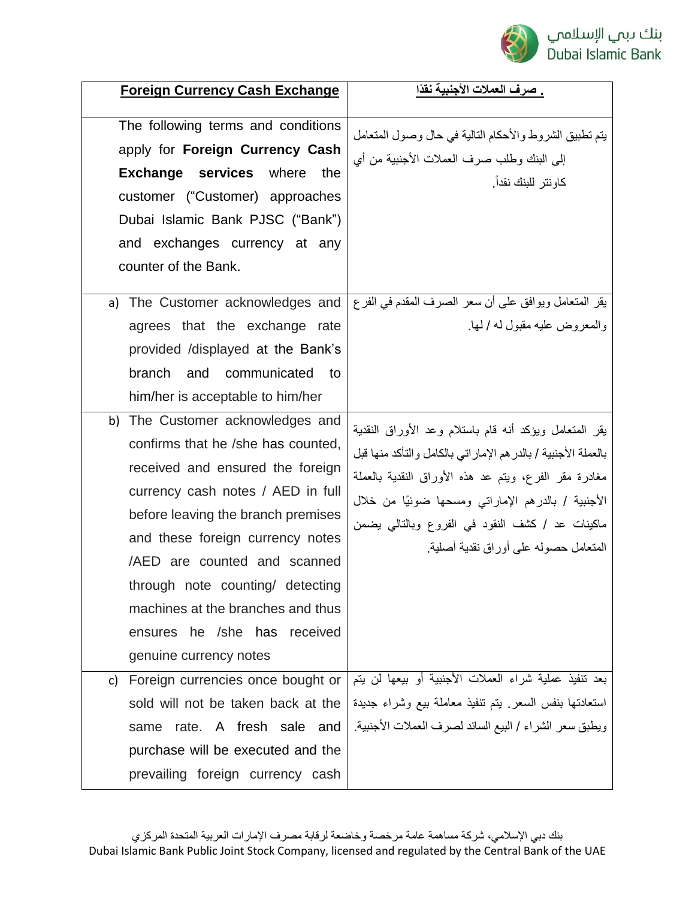| Foreign Currency Cash Exchange | . صرف العملات الأجنبية نقدًا |
|---|---|
| The following terms and conditions apply for **Foreign Currency Cash Exchange services** where the customer ("Customer") approaches Dubai Islamic Bank PJSC ("Bank") and exchanges currency at any counter of the Bank. | يتم تطبيق الشروط والأحكام التالية في حال وصول المتعامل إلى البنك وطلب صرف العملات الأجنبية من أي كاونتر للبنك نقداً. |
| a) The Customer acknowledges and agrees that the exchange rate provided /displayed at the Bank's branch and communicated to him/her is acceptable to him/her | يقر المتعامل ويوافق على أن سعر الصرف المقدم في الفرع والمعروض عليه مقبول له / لها. |
| b) The Customer acknowledges and confirms that he /she has counted, received and ensured the foreign currency cash notes / AED in full before leaving the branch premises and these foreign currency notes /AED are counted and scanned through note counting/ detecting machines at the branches and thus ensures he /she has received genuine currency notes | يقر المتعامل ويؤكد أنه قام باستلام وعد الأوراق النقدية بالعملة الأجنبية / بالدرهم الإماراتي بالكامل والتأكد منها قبل مغادرة مقر الفرع، ويتم عد هذه الأوراق النقدية بالعملة الأجنبية / بالدرهم الإماراتي ومسحها ضوئيًا من خلال ماكينات عد / كشف النقود في الفروع وبالتالي يضمن المتعامل حصوله على أوراق نقدية أصلية. |
| c) Foreign currencies once bought or sold will not be taken back at the same rate. A fresh sale and purchase will be executed and the prevailing foreign currency cash | بعد تنفيذ عملية شراء العملات الأجنبية أو بيعها لن يتم استعادتها بنفس السعر. يتم تنفيذ معاملة بيع وشراء جديدة ويطبق سعر الشراء / البيع السائد لصرف العملات الأجنبية. |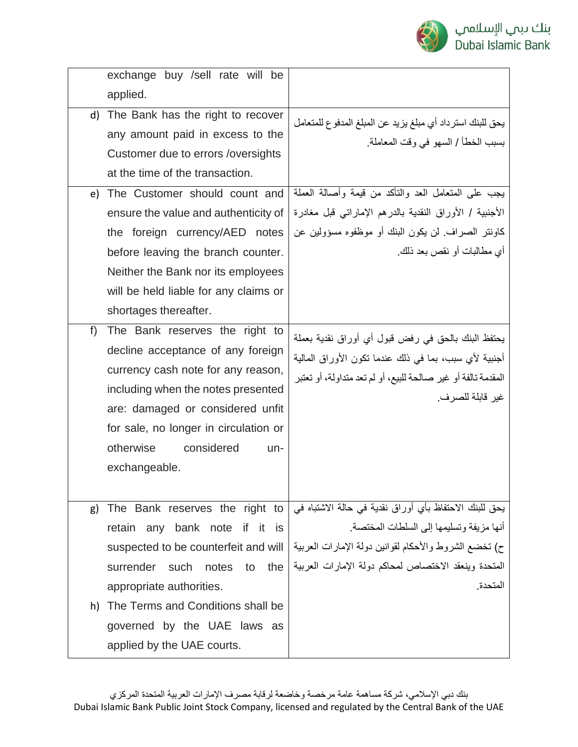| | |
|---|---|
| exchange buy /sell rate will be applied. | |
| d) The Bank has the right to recover any amount paid in excess to the Customer due to errors /oversights at the time of the transaction. | يحق للبنك استرداد أي مبلغ يزيد عن المبلغ المدفوع للمتعامل بسبب الخطأ / السهو في وقت المعاملة. |
| e) The Customer should count and ensure the value and authenticity of the foreign currency/AED notes before leaving the branch counter. Neither the Bank nor its employees will be held liable for any claims or shortages thereafter. | يجب على المتعامل العد والتأكد من قيمة وأصالة العملة الأجنبية / الأوراق النقدية بالدرهم الإماراتي قبل مغادرة كاونتر الصراف. لن يكون البنك أو موظفوه مسؤولين عن أي مطالبات أو نقص بعد ذلك. |
| f) The Bank reserves the right to decline acceptance of any foreign currency cash note for any reason, including when the notes presented are: damaged or considered unfit for sale, no longer in circulation or otherwise considered un-exchangeable. | يحتفظ البنك بالحق في رفض قبول أي أوراق نقدية بعملة أجنبية لأي سبب، بما في ذلك عندما تكون الأوراق المالية المقدمة تالفة أو غير صالحة للبيع، أو لم تعد متداولة، أو تعتبر غير قابلة للصرف. |
| g) The Bank reserves the right to retain any bank note if it is suspected to be counterfeit and will surrender such notes to the appropriate authorities.<br>h) The Terms and Conditions shall be governed by the UAE laws as applied by the UAE courts. | يحق للبنك الاحتفاظ بأي أوراق نقدية في حالة الاشتباه في أنها مزيفة وتسليمها إلى السلطات المختصة.<br>ح) تخضع الشروط والأحكام لقوانين دولة الإمارات العربية المتحدة وينعقد الاختصاص لمحاكم دولة الإمارات العربية المتحدة. |

بنك دبي الإسلامي، شركة مساهمة عامة مرخصة وخاضعة لرقابة مصرف الإمارات العربية المتحدة المركزي
Dubai Islamic Bank Public Joint Stock Company, licensed and regulated by the Central Bank of the UAE